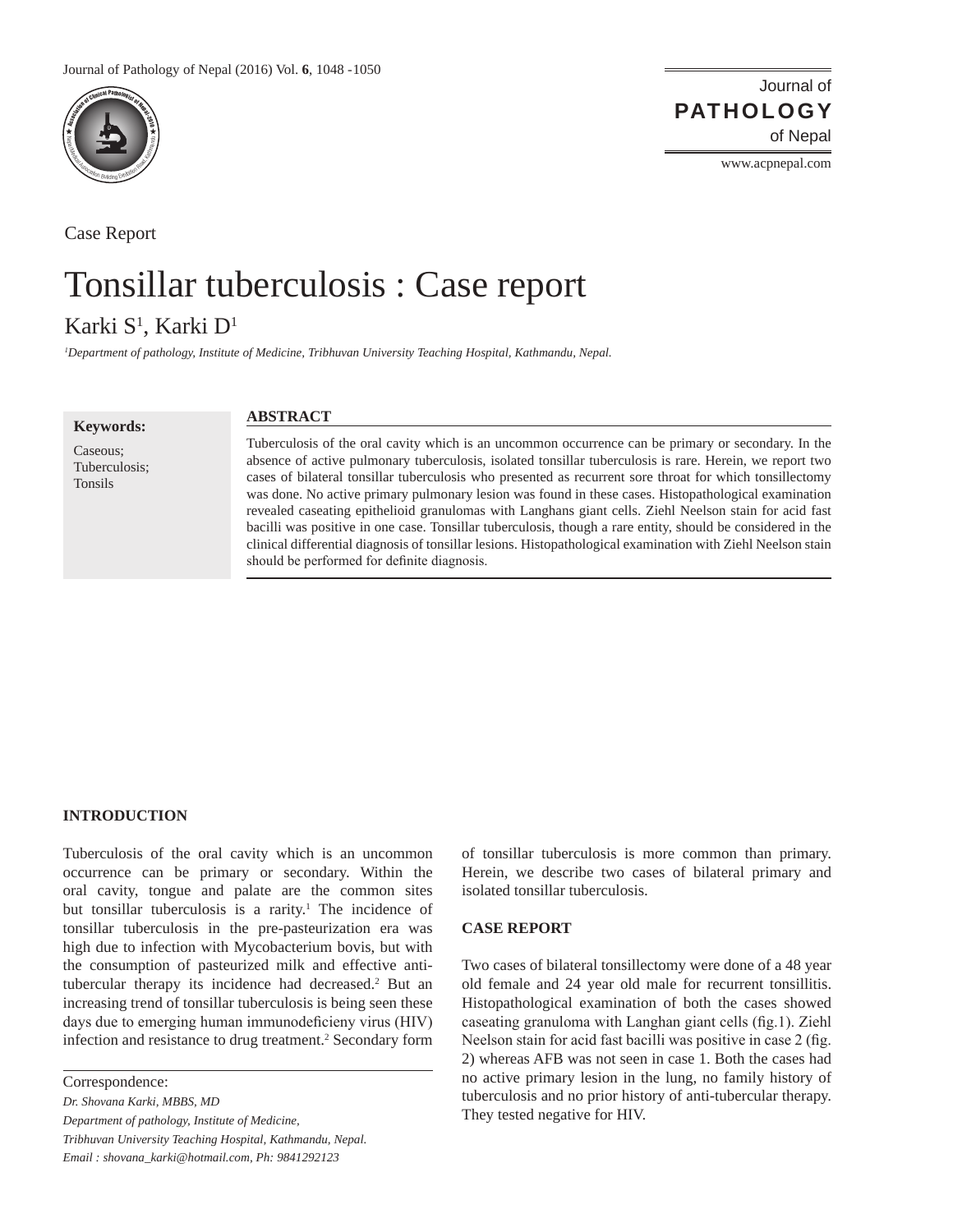Case Report

# Tonsillar tuberculosis : Case report

Karki S[1], Karki D[1]

[1]*Department of pathology, Institute of Medicine, Tribhuvan University Teaching Hospital, Kathmandu, Nepal.*

**Keywords:**

Caseous;
Tuberculosis;
Tonsils

## ABSTRACT

Tuberculosis of the oral cavity which is an uncommon occurrence can be primary or secondary. In the absence of active pulmonary tuberculosis, isolated tonsillar tuberculosis is rare. Herein, we report two cases of bilateral tonsillar tuberculosis who presented as recurrent sore throat for which tonsillectomy was done. No active primary pulmonary lesion was found in these cases. Histopathological examination revealed caseating epithelioid granulomas with Langhans giant cells. Ziehl Neelson stain for acid fast bacilli was positive in one case. Tonsillar tuberculosis, though a rare entity, should be considered in the clinical differential diagnosis of tonsillar lesions. Histopathological examination with Ziehl Neelson stain should be performed for definite diagnosis.

## INTRODUCTION

Tuberculosis of the oral cavity which is an uncommon occurrence can be primary or secondary. Within the oral cavity, tongue and palate are the common sites but tonsillar tuberculosis is a rarity.[1] The incidence of tonsillar tuberculosis in the pre-pasteurization era was high due to infection with Mycobacterium bovis, but with the consumption of pasteurized milk and effective anti-tubercular therapy its incidence had decreased.[2] But an increasing trend of tonsillar tuberculosis is being seen these days due to emerging human immunodeficieny virus (HIV) infection and resistance to drug treatment.[2] Secondary form of tonsillar tuberculosis is more common than primary. Herein, we describe two cases of bilateral primary and isolated tonsillar tuberculosis.

## CASE REPORT

Two cases of bilateral tonsillectomy were done of a 48 year old female and 24 year old male for recurrent tonsillitis. Histopathological examination of both the cases showed caseating granuloma with Langhan giant cells (fig.1). Ziehl Neelson stain for acid fast bacilli was positive in case 2 (fig. 2) whereas AFB was not seen in case 1. Both the cases had no active primary lesion in the lung, no family history of tuberculosis and no prior history of anti-tubercular therapy. They tested negative for HIV.

Correspondence:

*Dr. Shovana Karki, MBBS, MD*

*Department of pathology, Institute of Medicine,*

*Tribhuvan University Teaching Hospital, Kathmandu, Nepal.*

*Email : shovana_karki@hotmail.com, Ph: 9841292123*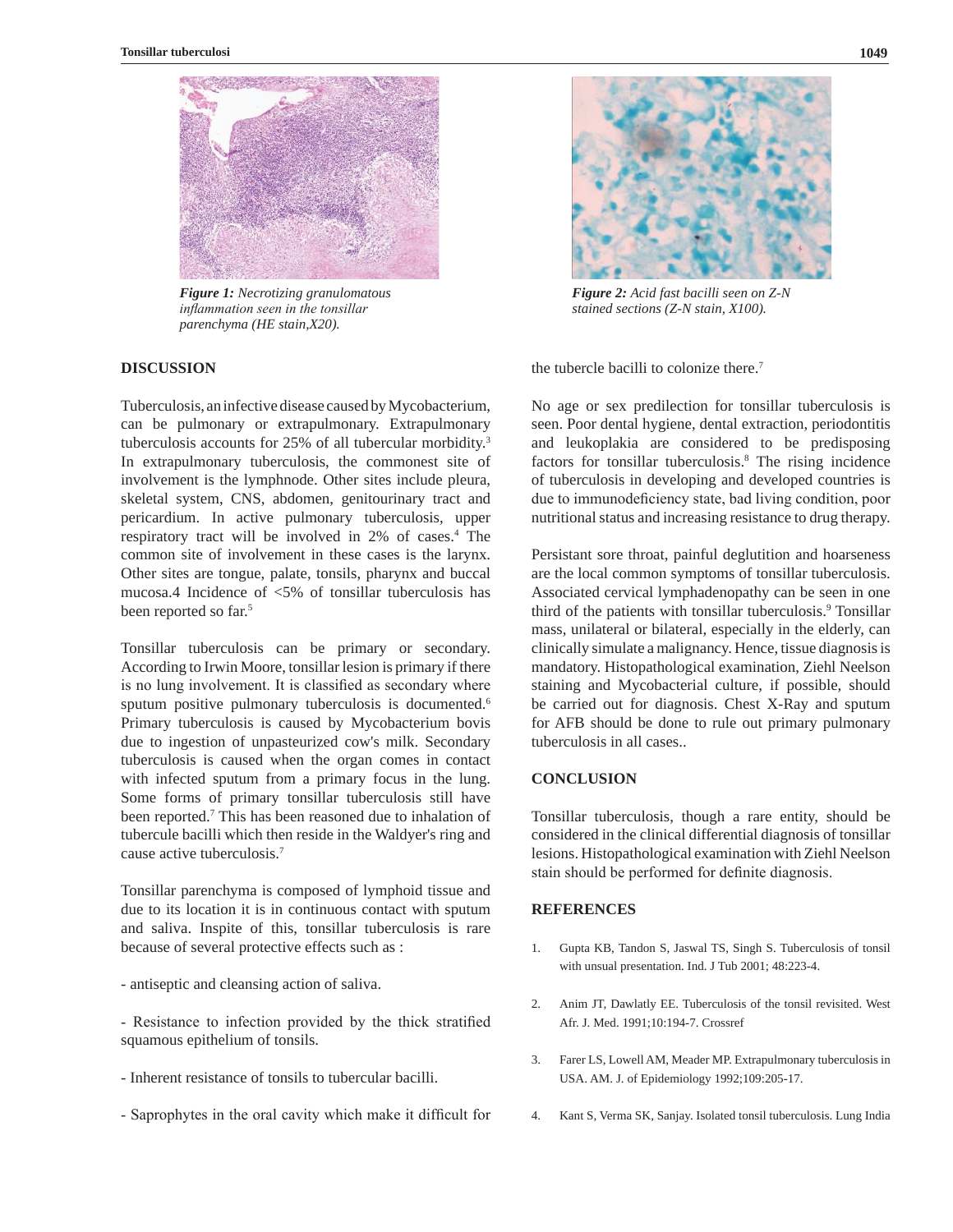*Figure 1: Necrotizing granulomatous inflammation seen in the tonsillar parenchyma (HE stain,X20).*

*Figure 2: Acid fast bacilli seen on Z-N stained sections (Z-N stain, X100).*

## DISCUSSION

Tuberculosis, an infective disease caused by Mycobacterium, can be pulmonary or extrapulmonary. Extrapulmonary tuberculosis accounts for 25% of all tubercular morbidity.[3] In extrapulmonary tuberculosis, the commonest site of involvement is the lymphnode. Other sites include pleura, skeletal system, CNS, abdomen, genitourinary tract and pericardium. In active pulmonary tuberculosis, upper respiratory tract will be involved in 2% of cases.[4] The common site of involvement in these cases is the larynx. Other sites are tongue, palate, tonsils, pharynx and buccal mucosa.4 Incidence of <5% of tonsillar tuberculosis has been reported so far.[5]

Tonsillar tuberculosis can be primary or secondary. According to Irwin Moore, tonsillar lesion is primary if there is no lung involvement. It is classified as secondary where sputum positive pulmonary tuberculosis is documented.[6] Primary tuberculosis is caused by Mycobacterium bovis due to ingestion of unpasteurized cow's milk. Secondary tuberculosis is caused when the organ comes in contact with infected sputum from a primary focus in the lung. Some forms of primary tonsillar tuberculosis still have been reported.[7] This has been reasoned due to inhalation of tubercule bacilli which then reside in the Waldyer's ring and cause active tuberculosis.[7]

Tonsillar parenchyma is composed of lymphoid tissue and due to its location it is in continuous contact with sputum and saliva. Inspite of this, tonsillar tuberculosis is rare because of several protective effects such as :

- antiseptic and cleansing action of saliva.

- Resistance to infection provided by the thick stratified squamous epithelium of tonsils.

- Inherent resistance of tonsils to tubercular bacilli.

- Saprophytes in the oral cavity which make it difficult for the tubercle bacilli to colonize there.[7]

No age or sex predilection for tonsillar tuberculosis is seen. Poor dental hygiene, dental extraction, periodontitis and leukoplakia are considered to be predisposing factors for tonsillar tuberculosis.[8] The rising incidence of tuberculosis in developing and developed countries is due to immunodeficiency state, bad living condition, poor nutritional status and increasing resistance to drug therapy.

Persistant sore throat, painful deglutition and hoarseness are the local common symptoms of tonsillar tuberculosis. Associated cervical lymphadenopathy can be seen in one third of the patients with tonsillar tuberculosis.[9] Tonsillar mass, unilateral or bilateral, especially in the elderly, can clinically simulate a malignancy. Hence, tissue diagnosis is mandatory. Histopathological examination, Ziehl Neelson staining and Mycobacterial culture, if possible, should be carried out for diagnosis. Chest X-Ray and sputum for AFB should be done to rule out primary pulmonary tuberculosis in all cases..

## CONCLUSION

Tonsillar tuberculosis, though a rare entity, should be considered in the clinical differential diagnosis of tonsillar lesions. Histopathological examination with Ziehl Neelson stain should be performed for definite diagnosis.

## REFERENCES

1. Gupta KB, Tandon S, Jaswal TS, Singh S. Tuberculosis of tonsil with unsual presentation. Ind. J Tub 2001; 48:223-4.
2. Anim JT, Dawlatly EE. Tuberculosis of the tonsil revisited. West Afr. J. Med. 1991;10:194-7. Crossref
3. Farer LS, Lowell AM, Meader MP. Extrapulmonary tuberculosis in USA. AM. J. of Epidemiology 1992;109:205-17.
4. Kant S, Verma SK, Sanjay. Isolated tonsil tuberculosis. Lung India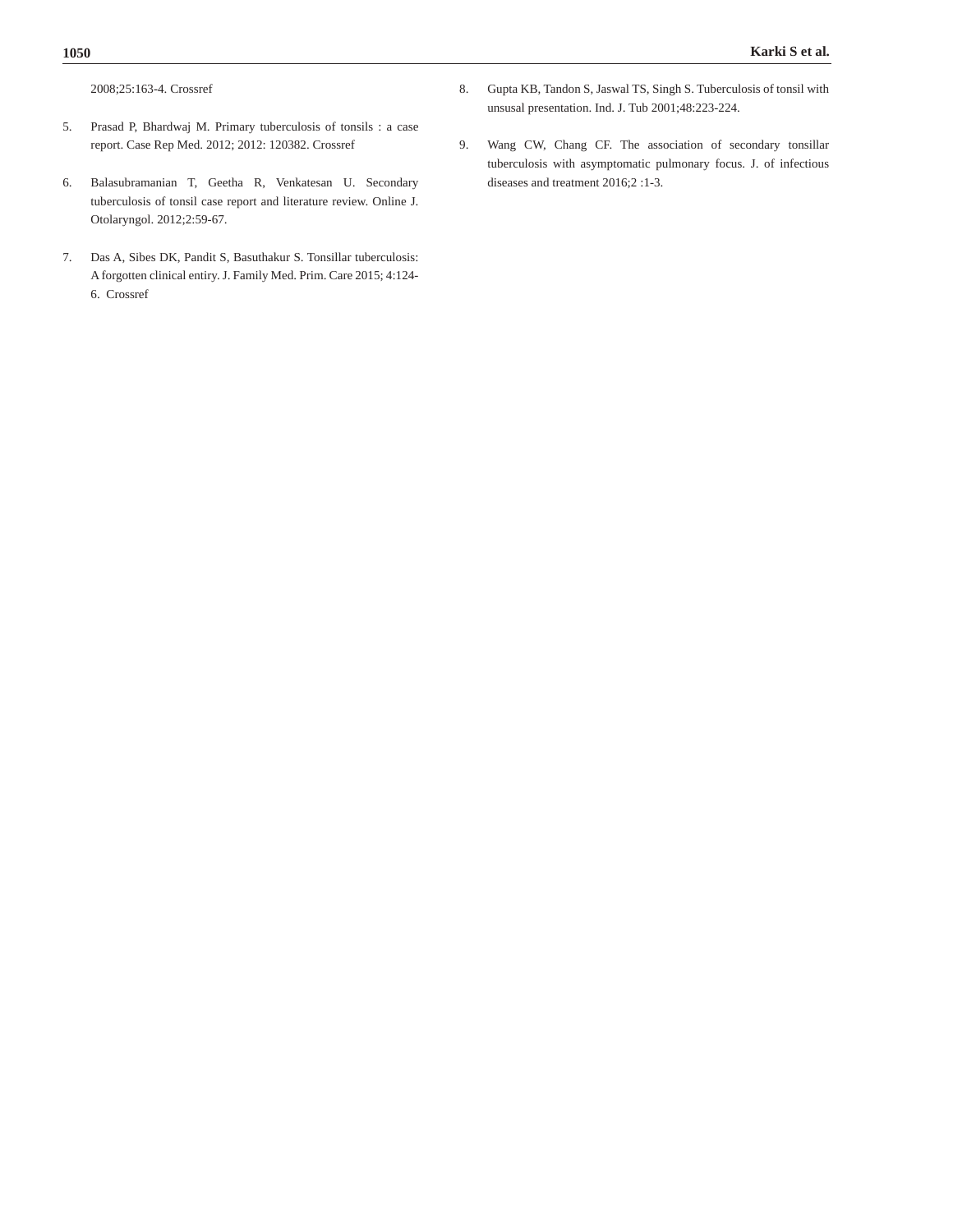2008;25:163-4. Crossref

5. Prasad P, Bhardwaj M. Primary tuberculosis of tonsils : a case report. Case Rep Med. 2012; 2012: 120382. Crossref

6. Balasubramanian T, Geetha R, Venkatesan U. Secondary tuberculosis of tonsil case report and literature review. Online J. Otolaryngol. 2012;2:59-67.

7. Das A, Sibes DK, Pandit S, Basuthakur S. Tonsillar tuberculosis: A forgotten clinical entiry. J. Family Med. Prim. Care 2015; 4:124-6. Crossref

8. Gupta KB, Tandon S, Jaswal TS, Singh S. Tuberculosis of tonsil with unsusal presentation. Ind. J. Tub 2001;48:223-224.

9. Wang CW, Chang CF. The association of secondary tonsillar tuberculosis with asymptomatic pulmonary focus. J. of infectious diseases and treatment 2016;2 :1-3.